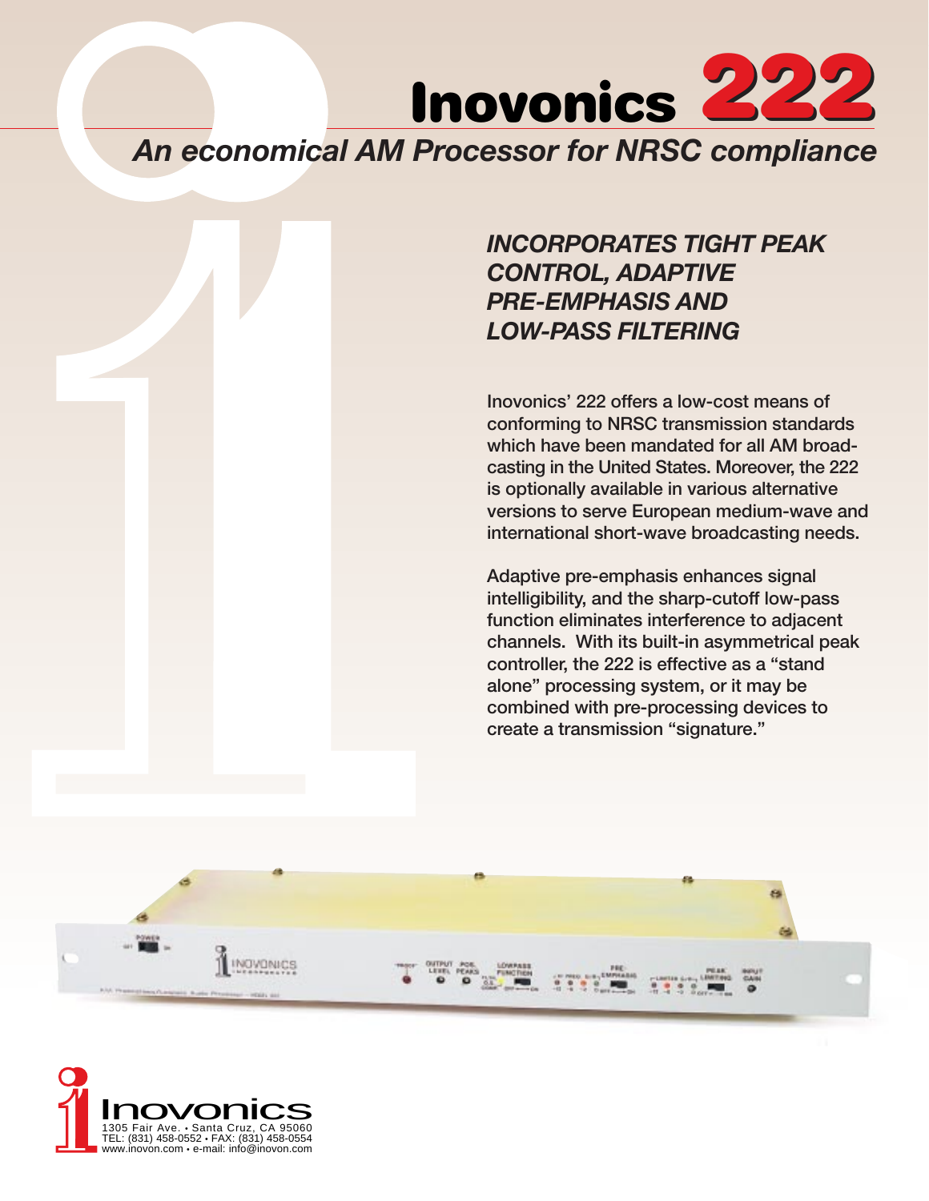# Inovonics 222

## *An economical AM Processor for NRSC compliance*

### *INCORPORATES TIGHT PEAK CONTROL, ADAPTIVE PRE-EMPHASIS AND LOW-PASS FILTERING*

Inovonics' 222 offers a low-cost means of conforming to NRSC transmission standards which have been mandated for all AM broadcasting in the United States. Moreover, the 222 is optionally available in various alternative versions to serve European medium-wave and international short-wave broadcasting needs.

Adaptive pre-emphasis enhances signal intelligibility, and the sharp-cutoff low-pass function eliminates interference to adjacent channels. With its built-in asymmetrical peak controller, the 222 is effective as a "stand alone" processing system, or it may be combined with pre-processing devices to create a transmission "signature."

Inovonics
1305 Fair Ave. • Santa Cruz, CA 95060
TEL: (831) 458-0552 • FAX: (831) 458-0554
www.inovon.com • e-mail: info@inovon.com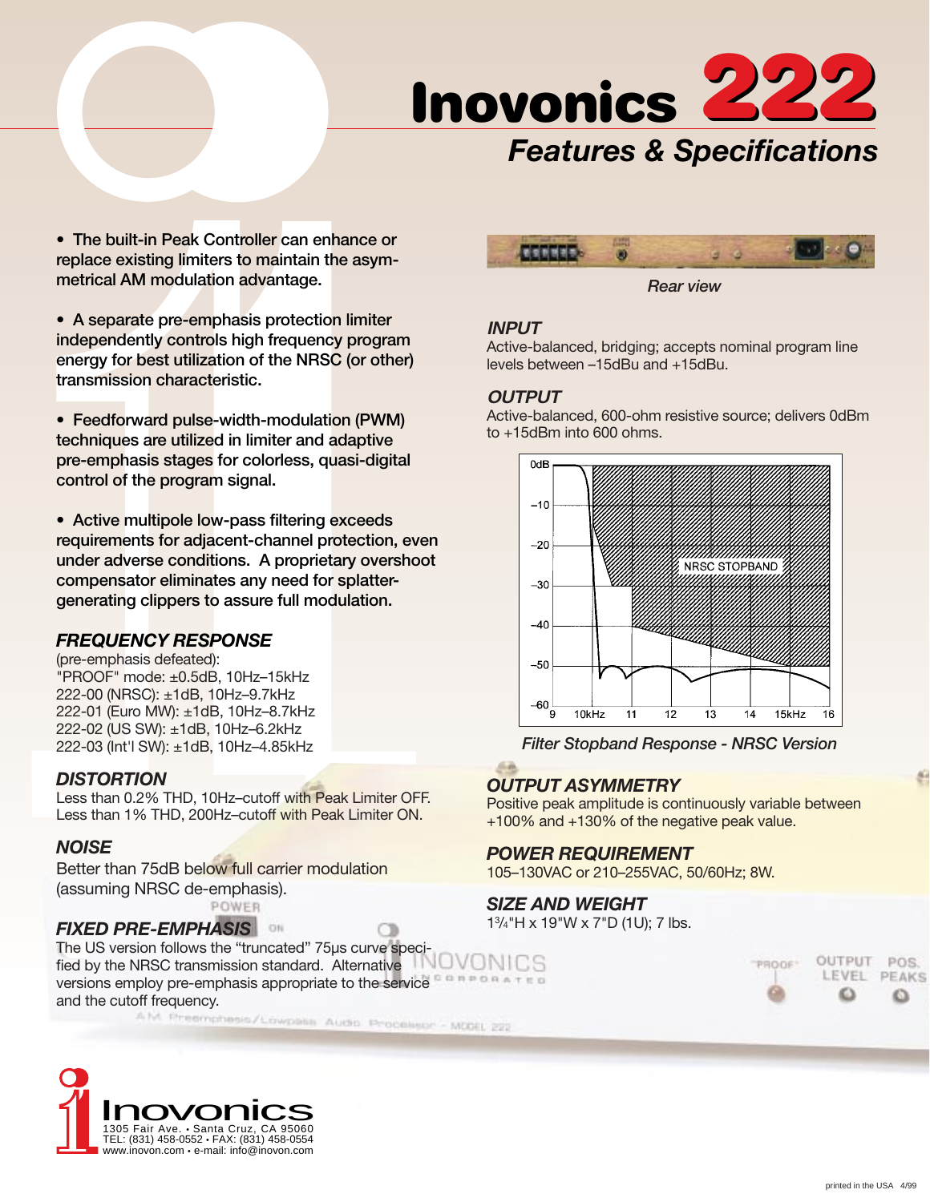# Inovonics 222

## *Features & Specifications*

- **The built-in Peak Controller can enhance or replace existing limiters to maintain the asymmetrical AM modulation advantage.**

- **A separate pre-emphasis protection limiter independently controls high frequency program energy for best utilization of the NRSC (or other) transmission characteristic.**

- **Feedforward pulse-width-modulation (PWM) techniques are utilized in limiter and adaptive pre-emphasis stages for colorless, quasi-digital control of the program signal.**

- **Active multipole low-pass filtering exceeds requirements for adjacent-channel protection, even under adverse conditions. A proprietary overshoot compensator eliminates any need for splatter-generating clippers to assure full modulation.**

### *FREQUENCY RESPONSE*

(pre-emphasis defeated):
"PROOF" mode: ±0.5dB, 10Hz–15kHz
222-00 (NRSC): ±1dB, 10Hz–9.7kHz
222-01 (Euro MW): ±1dB, 10Hz–8.7kHz
222-02 (US SW): ±1dB, 10Hz–6.2kHz
222-03 (Int'l SW): ±1dB, 10Hz–4.85kHz

### *DISTORTION*

Less than 0.2% THD, 10Hz–cutoff with Peak Limiter OFF.
Less than 1% THD, 200Hz–cutoff with Peak Limiter ON.

### *NOISE*

Better than 75dB below full carrier modulation (assuming NRSC de-emphasis).

### *FIXED PRE-EMPHASIS*

The US version follows the "truncated" 75µs curve specified by the NRSC transmission standard. Alternative versions employ pre-emphasis appropriate to the service and the cutoff frequency.

*Rear view*

### *INPUT*

Active-balanced, bridging; accepts nominal program line levels between –15dBu and +15dBu.

### *OUTPUT*

Active-balanced, 600-ohm resistive source; delivers 0dBm to +15dBm into 600 ohms.

0dB
–10
–20
–30
–40
–50
–60
9
10kHz
11
12
13
14
15kHz
16
NRSC STOPBAND

*Filter Stopband Response - NRSC Version*

### *OUTPUT ASYMMETRY*

Positive peak amplitude is continuously variable between +100% and +130% of the negative peak value.

### *POWER REQUIREMENT*

105–130VAC or 210–255VAC, 50/60Hz; 8W.

### *SIZE AND WEIGHT*

1¾"H x 19"W x 7"D (1U); 7 lbs.

Inovonics
1305 Fair Ave. • Santa Cruz, CA 95060
TEL: (831) 458-0552 • FAX: (831) 458-0554
www.inovon.com • e-mail: info@inovon.com

printed in the USA 4/99